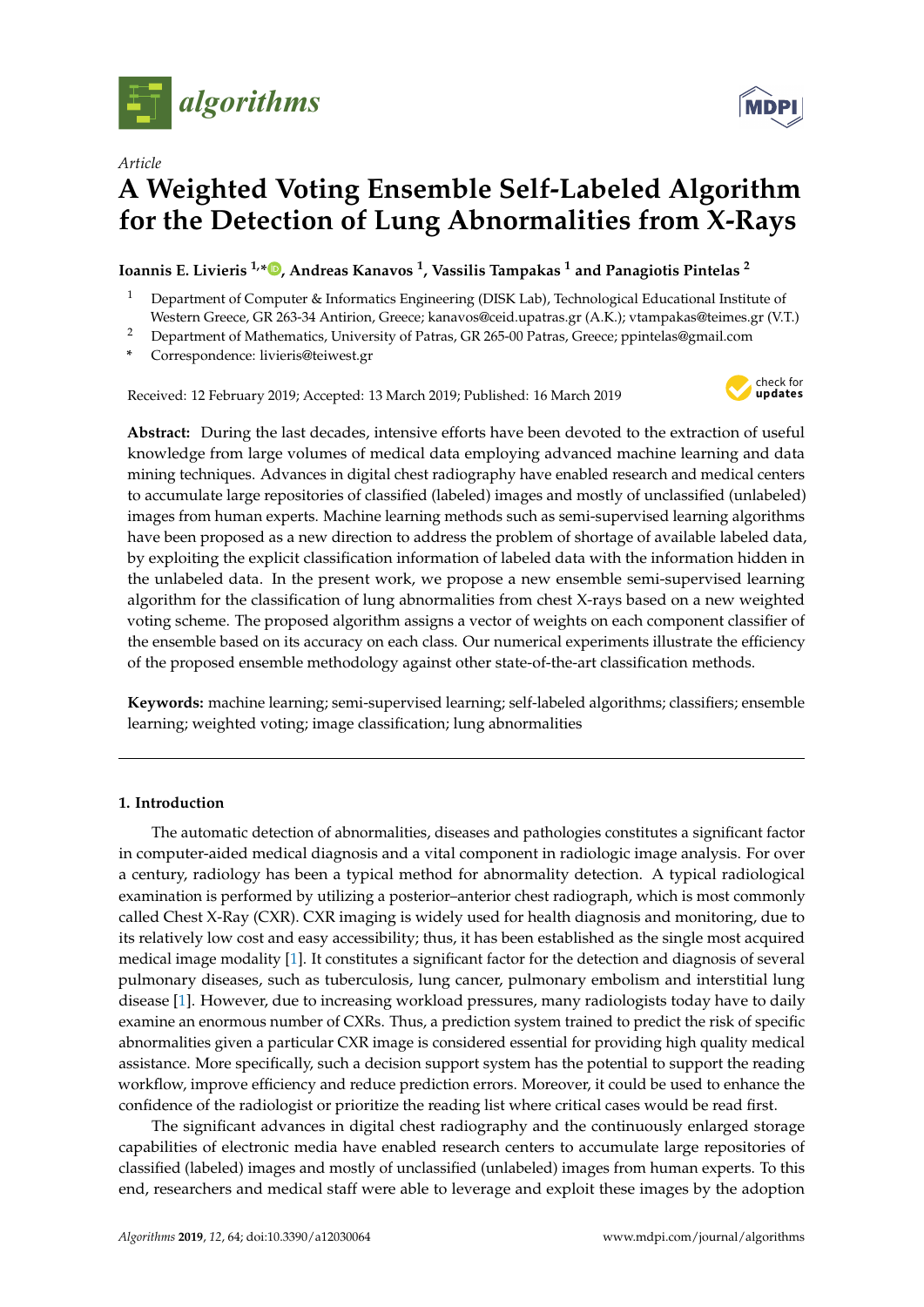*Article*

# A Weighted Voting Ensemble Self-Labeled Algorithm for the Detection of Lung Abnormalities from X-Rays

**Ioannis E. Livieris [1,*], Andreas Kanavos [1], Vassilis Tampakas [1] and Panagiotis Pintelas [2]**

[1] Department of Computer & Informatics Engineering (DISK Lab), Technological Educational Institute of Western Greece, GR 263-34 Antirion, Greece; kanavos@ceid.upatras.gr (A.K.); vtampakas@teimes.gr (V.T.)

[2] Department of Mathematics, University of Patras, GR 265-00 Patras, Greece; ppintelas@gmail.com

* Correspondence: livieris@teiwest.gr

Received: 12 February 2019; Accepted: 13 March 2019; Published: 16 March 2019

**Abstract:** During the last decades, intensive efforts have been devoted to the extraction of useful knowledge from large volumes of medical data employing advanced machine learning and data mining techniques. Advances in digital chest radiography have enabled research and medical centers to accumulate large repositories of classified (labeled) images and mostly of unclassified (unlabeled) images from human experts. Machine learning methods such as semi-supervised learning algorithms have been proposed as a new direction to address the problem of shortage of available labeled data, by exploiting the explicit classification information of labeled data with the information hidden in the unlabeled data. In the present work, we propose a new ensemble semi-supervised learning algorithm for the classification of lung abnormalities from chest X-rays based on a new weighted voting scheme. The proposed algorithm assigns a vector of weights on each component classifier of the ensemble based on its accuracy on each class. Our numerical experiments illustrate the efficiency of the proposed ensemble methodology against other state-of-the-art classification methods.

**Keywords:** machine learning; semi-supervised learning; self-labeled algorithms; classifiers; ensemble learning; weighted voting; image classification; lung abnormalities

## 1. Introduction

The automatic detection of abnormalities, diseases and pathologies constitutes a significant factor in computer-aided medical diagnosis and a vital component in radiologic image analysis. For over a century, radiology has been a typical method for abnormality detection. A typical radiological examination is performed by utilizing a posterior–anterior chest radiograph, which is most commonly called Chest X-Ray (CXR). CXR imaging is widely used for health diagnosis and monitoring, due to its relatively low cost and easy accessibility; thus, it has been established as the single most acquired medical image modality [1]. It constitutes a significant factor for the detection and diagnosis of several pulmonary diseases, such as tuberculosis, lung cancer, pulmonary embolism and interstitial lung disease [1]. However, due to increasing workload pressures, many radiologists today have to daily examine an enormous number of CXRs. Thus, a prediction system trained to predict the risk of specific abnormalities given a particular CXR image is considered essential for providing high quality medical assistance. More specifically, such a decision support system has the potential to support the reading workflow, improve efficiency and reduce prediction errors. Moreover, it could be used to enhance the confidence of the radiologist or prioritize the reading list where critical cases would be read first.

The significant advances in digital chest radiography and the continuously enlarged storage capabilities of electronic media have enabled research centers to accumulate large repositories of classified (labeled) images and mostly of unclassified (unlabeled) images from human experts. To this end, researchers and medical staff were able to leverage and exploit these images by the adoption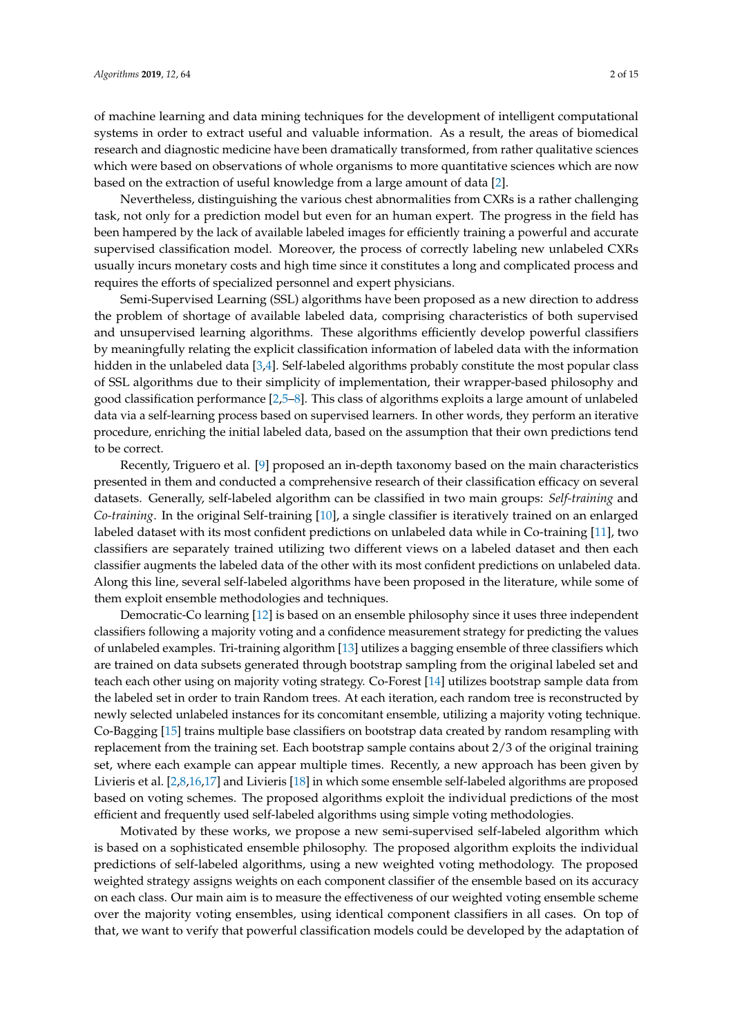of machine learning and data mining techniques for the development of intelligent computational systems in order to extract useful and valuable information. As a result, the areas of biomedical research and diagnostic medicine have been dramatically transformed, from rather qualitative sciences which were based on observations of whole organisms to more quantitative sciences which are now based on the extraction of useful knowledge from a large amount of data [2].

Nevertheless, distinguishing the various chest abnormalities from CXRs is a rather challenging task, not only for a prediction model but even for an human expert. The progress in the field has been hampered by the lack of available labeled images for efficiently training a powerful and accurate supervised classification model. Moreover, the process of correctly labeling new unlabeled CXRs usually incurs monetary costs and high time since it constitutes a long and complicated process and requires the efforts of specialized personnel and expert physicians.

Semi-Supervised Learning (SSL) algorithms have been proposed as a new direction to address the problem of shortage of available labeled data, comprising characteristics of both supervised and unsupervised learning algorithms. These algorithms efficiently develop powerful classifiers by meaningfully relating the explicit classification information of labeled data with the information hidden in the unlabeled data [3,4]. Self-labeled algorithms probably constitute the most popular class of SSL algorithms due to their simplicity of implementation, their wrapper-based philosophy and good classification performance [2,5–8]. This class of algorithms exploits a large amount of unlabeled data via a self-learning process based on supervised learners. In other words, they perform an iterative procedure, enriching the initial labeled data, based on the assumption that their own predictions tend to be correct.

Recently, Triguero et al. [9] proposed an in-depth taxonomy based on the main characteristics presented in them and conducted a comprehensive research of their classification efficacy on several datasets. Generally, self-labeled algorithm can be classified in two main groups: *Self-training* and *Co-training*. In the original Self-training [10], a single classifier is iteratively trained on an enlarged labeled dataset with its most confident predictions on unlabeled data while in Co-training [11], two classifiers are separately trained utilizing two different views on a labeled dataset and then each classifier augments the labeled data of the other with its most confident predictions on unlabeled data. Along this line, several self-labeled algorithms have been proposed in the literature, while some of them exploit ensemble methodologies and techniques.

Democratic-Co learning [12] is based on an ensemble philosophy since it uses three independent classifiers following a majority voting and a confidence measurement strategy for predicting the values of unlabeled examples. Tri-training algorithm [13] utilizes a bagging ensemble of three classifiers which are trained on data subsets generated through bootstrap sampling from the original labeled set and teach each other using on majority voting strategy. Co-Forest [14] utilizes bootstrap sample data from the labeled set in order to train Random trees. At each iteration, each random tree is reconstructed by newly selected unlabeled instances for its concomitant ensemble, utilizing a majority voting technique. Co-Bagging [15] trains multiple base classifiers on bootstrap data created by random resampling with replacement from the training set. Each bootstrap sample contains about 2/3 of the original training set, where each example can appear multiple times. Recently, a new approach has been given by Livieris et al. [2,8,16,17] and Livieris [18] in which some ensemble self-labeled algorithms are proposed based on voting schemes. The proposed algorithms exploit the individual predictions of the most efficient and frequently used self-labeled algorithms using simple voting methodologies.

Motivated by these works, we propose a new semi-supervised self-labeled algorithm which is based on a sophisticated ensemble philosophy. The proposed algorithm exploits the individual predictions of self-labeled algorithms, using a new weighted voting methodology. The proposed weighted strategy assigns weights on each component classifier of the ensemble based on its accuracy on each class. Our main aim is to measure the effectiveness of our weighted voting ensemble scheme over the majority voting ensembles, using identical component classifiers in all cases. On top of that, we want to verify that powerful classification models could be developed by the adaptation of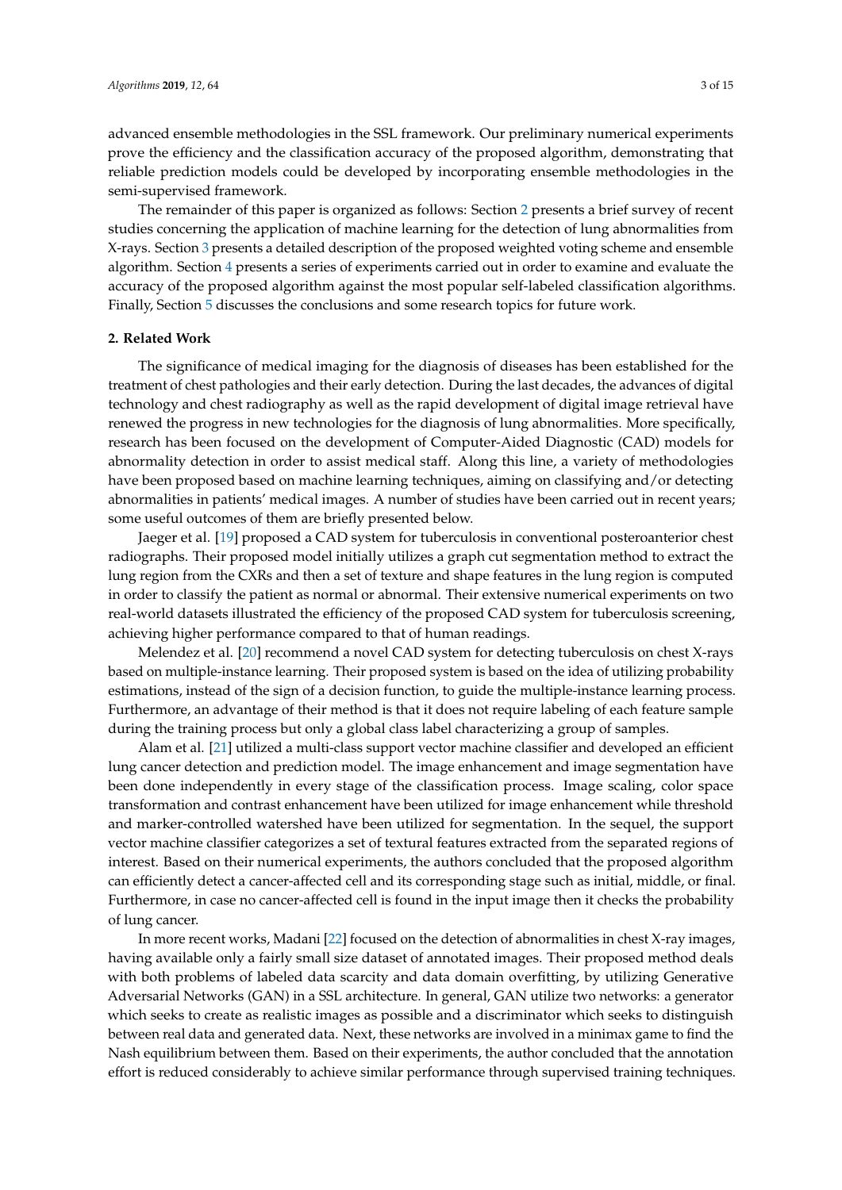advanced ensemble methodologies in the SSL framework. Our preliminary numerical experiments prove the efficiency and the classification accuracy of the proposed algorithm, demonstrating that reliable prediction models could be developed by incorporating ensemble methodologies in the semi-supervised framework.

The remainder of this paper is organized as follows: Section 2 presents a brief survey of recent studies concerning the application of machine learning for the detection of lung abnormalities from X-rays. Section 3 presents a detailed description of the proposed weighted voting scheme and ensemble algorithm. Section 4 presents a series of experiments carried out in order to examine and evaluate the accuracy of the proposed algorithm against the most popular self-labeled classification algorithms. Finally, Section 5 discusses the conclusions and some research topics for future work.

## 2. Related Work

The significance of medical imaging for the diagnosis of diseases has been established for the treatment of chest pathologies and their early detection. During the last decades, the advances of digital technology and chest radiography as well as the rapid development of digital image retrieval have renewed the progress in new technologies for the diagnosis of lung abnormalities. More specifically, research has been focused on the development of Computer-Aided Diagnostic (CAD) models for abnormality detection in order to assist medical staff. Along this line, a variety of methodologies have been proposed based on machine learning techniques, aiming on classifying and/or detecting abnormalities in patients' medical images. A number of studies have been carried out in recent years; some useful outcomes of them are briefly presented below.

Jaeger et al. [19] proposed a CAD system for tuberculosis in conventional posteroanterior chest radiographs. Their proposed model initially utilizes a graph cut segmentation method to extract the lung region from the CXRs and then a set of texture and shape features in the lung region is computed in order to classify the patient as normal or abnormal. Their extensive numerical experiments on two real-world datasets illustrated the efficiency of the proposed CAD system for tuberculosis screening, achieving higher performance compared to that of human readings.

Melendez et al. [20] recommend a novel CAD system for detecting tuberculosis on chest X-rays based on multiple-instance learning. Their proposed system is based on the idea of utilizing probability estimations, instead of the sign of a decision function, to guide the multiple-instance learning process. Furthermore, an advantage of their method is that it does not require labeling of each feature sample during the training process but only a global class label characterizing a group of samples.

Alam et al. [21] utilized a multi-class support vector machine classifier and developed an efficient lung cancer detection and prediction model. The image enhancement and image segmentation have been done independently in every stage of the classification process. Image scaling, color space transformation and contrast enhancement have been utilized for image enhancement while threshold and marker-controlled watershed have been utilized for segmentation. In the sequel, the support vector machine classifier categorizes a set of textural features extracted from the separated regions of interest. Based on their numerical experiments, the authors concluded that the proposed algorithm can efficiently detect a cancer-affected cell and its corresponding stage such as initial, middle, or final. Furthermore, in case no cancer-affected cell is found in the input image then it checks the probability of lung cancer.

In more recent works, Madani [22] focused on the detection of abnormalities in chest X-ray images, having available only a fairly small size dataset of annotated images. Their proposed method deals with both problems of labeled data scarcity and data domain overfitting, by utilizing Generative Adversarial Networks (GAN) in a SSL architecture. In general, GAN utilize two networks: a generator which seeks to create as realistic images as possible and a discriminator which seeks to distinguish between real data and generated data. Next, these networks are involved in a minimax game to find the Nash equilibrium between them. Based on their experiments, the author concluded that the annotation effort is reduced considerably to achieve similar performance through supervised training techniques.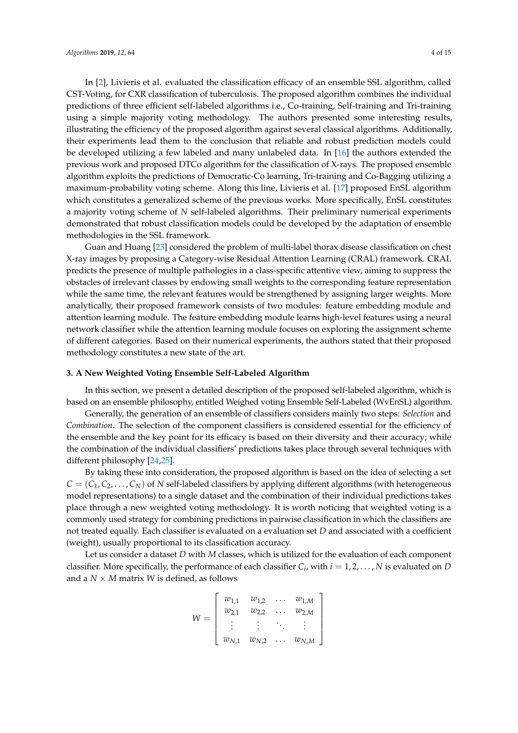In [2], Livieris et al. evaluated the classification efficacy of an ensemble SSL algorithm, called CST-Voting, for CXR classification of tuberculosis. The proposed algorithm combines the individual predictions of three efficient self-labeled algorithms i.e., Co-training, Self-training and Tri-training using a simple majority voting methodology. The authors presented some interesting results, illustrating the efficiency of the proposed algorithm against several classical algorithms. Additionally, their experiments lead them to the conclusion that reliable and robust prediction models could be developed utilizing a few labeled and many unlabeled data. In [16] the authors extended the previous work and proposed DTCo algorithm for the classification of X-rays. The proposed ensemble algorithm exploits the predictions of Democratic-Co learning, Tri-training and Co-Bagging utilizing a maximum-probability voting scheme. Along this line, Livieris et al. [17] proposed EnSL algorithm which constitutes a generalized scheme of the previous works. More specifically, EnSL constitutes a majority voting scheme of $N$ self-labeled algorithms. Their preliminary numerical experiments demonstrated that robust classification models could be developed by the adaptation of ensemble methodologies in the SSL framework.

Guan and Huang [23] considered the problem of multi-label thorax disease classification on chest X-ray images by proposing a Category-wise Residual Attention Learning (CRAL) framework. CRAL predicts the presence of multiple pathologies in a class-specific attentive view, aiming to suppress the obstacles of irrelevant classes by endowing small weights to the corresponding feature representation while the same time, the relevant features would be strengthened by assigning larger weights. More analytically, their proposed framework consists of two modules: feature embedding module and attention learning module. The feature embedding module learns high-level features using a neural network classifier while the attention learning module focuses on exploring the assignment scheme of different categories. Based on their numerical experiments, the authors stated that their proposed methodology constitutes a new state of the art.

## 3. A New Weighted Voting Ensemble Self-Labeled Algorithm

In this section, we present a detailed description of the proposed self-labeled algorithm, which is based on an ensemble philosophy, entitled Weighed voting Ensemble Self-Labeled (WvEnSL) algorithm.

Generally, the generation of an ensemble of classifiers considers mainly two steps: *Selection* and *Combination*. The selection of the component classifiers is considered essential for the efficiency of the ensemble and the key point for its efficacy is based on their diversity and their accuracy; while the combination of the individual classifiers' predictions takes place through several techniques with different philosophy [24,25].

By taking these into consideration, the proposed algorithm is based on the idea of selecting a set $C = (C_1, C_2, \ldots, C_N)$ of $N$ self-labeled classifiers by applying different algorithms (with heterogeneous model representations) to a single dataset and the combination of their individual predictions takes place through a new weighted voting methodology. It is worth noticing that weighted voting is a commonly used strategy for combining predictions in pairwise classification in which the classifiers are not treated equally. Each classifier is evaluated on a evaluation set $D$ and associated with a coefficient (weight), usually proportional to its classification accuracy.

Let us consider a dataset $D$ with $M$ classes, which is utilized for the evaluation of each component classifier. More specifically, the performance of each classifier $C_i$, with $i = 1, 2, \ldots, N$ is evaluated on $D$ and a $N \times M$ matrix $W$ is defined, as follows

$$W = \begin{bmatrix} w_{1,1} & w_{1,2} & \ldots & w_{1,M} \\ w_{2,1} & w_{2,2} & \ldots & w_{2,M} \\ \vdots & \vdots & \ddots & \vdots \\ w_{N,1} & w_{N,2} & \ldots & w_{N,M} \end{bmatrix}$$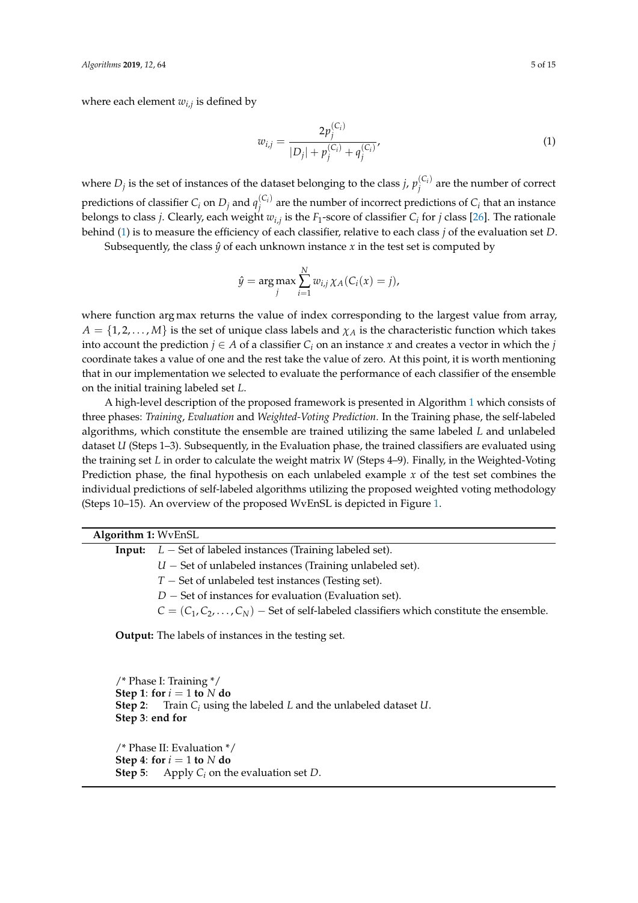where each element $w_{i,j}$ is defined by

$$w_{i,j} = \frac{2p_j^{(C_i)}}{|D_j| + p_j^{(C_i)} + q_j^{(C_i)}}, \tag{1}$$

where $D_j$ is the set of instances of the dataset belonging to the class $j$, $p_j^{(C_i)}$ are the number of correct predictions of classifier $C_i$ on $D_j$ and $q_j^{(C_i)}$ are the number of incorrect predictions of $C_i$ that an instance belongs to class $j$. Clearly, each weight $w_{i,j}$ is the $F_1$-score of classifier $C_i$ for $j$ class [26]. The rationale behind (1) is to measure the efficiency of each classifier, relative to each class $j$ of the evaluation set $D$.

Subsequently, the class $\hat{y}$ of each unknown instance $x$ in the test set is computed by

$$\hat{y} = \arg\max_j \sum_{i=1}^{N} w_{i,j}\, \chi_A(C_i(x) = j),$$

where function arg max returns the value of index corresponding to the largest value from array, $A = \{1, 2, \ldots, M\}$ is the set of unique class labels and $\chi_A$ is the characteristic function which takes into account the prediction $j \in A$ of a classifier $C_i$ on an instance $x$ and creates a vector in which the $j$ coordinate takes a value of one and the rest take the value of zero. At this point, it is worth mentioning that in our implementation we selected to evaluate the performance of each classifier of the ensemble on the initial training labeled set $L$.

A high-level description of the proposed framework is presented in Algorithm 1 which consists of three phases: *Training*, *Evaluation* and *Weighted-Voting Prediction*. In the Training phase, the self-labeled algorithms, which constitute the ensemble are trained utilizing the same labeled $L$ and unlabeled dataset $U$ (Steps 1–3). Subsequently, in the Evaluation phase, the trained classifiers are evaluated using the training set $L$ in order to calculate the weight matrix $W$ (Steps 4–9). Finally, in the Weighted-Voting Prediction phase, the final hypothesis on each unlabeled example $x$ of the test set combines the individual predictions of self-labeled algorithms utilizing the proposed weighted voting methodology (Steps 10–15). An overview of the proposed WvEnSL is depicted in Figure 1.

**Algorithm 1:** WvEnSL

**Input:** $L$ − Set of labeled instances (Training labeled set).
$U$ − Set of unlabeled instances (Training unlabeled set).
$T$ − Set of unlabeled test instances (Testing set).
$D$ − Set of instances for evaluation (Evaluation set).
$C = (C_1, C_2, \ldots, C_N)$ − Set of self-labeled classifiers which constitute the ensemble.

**Output:** The labels of instances in the testing set.

/* Phase I: Training */
**Step 1**: **for** $i = 1$ **to** $N$ **do**
**Step 2**: Train $C_i$ using the labeled $L$ and the unlabeled dataset $U$.
**Step 3**: **end for**

/* Phase II: Evaluation */
**Step 4**: **for** $i = 1$ **to** $N$ **do**
**Step 5**: Apply $C_i$ on the evaluation set $D$.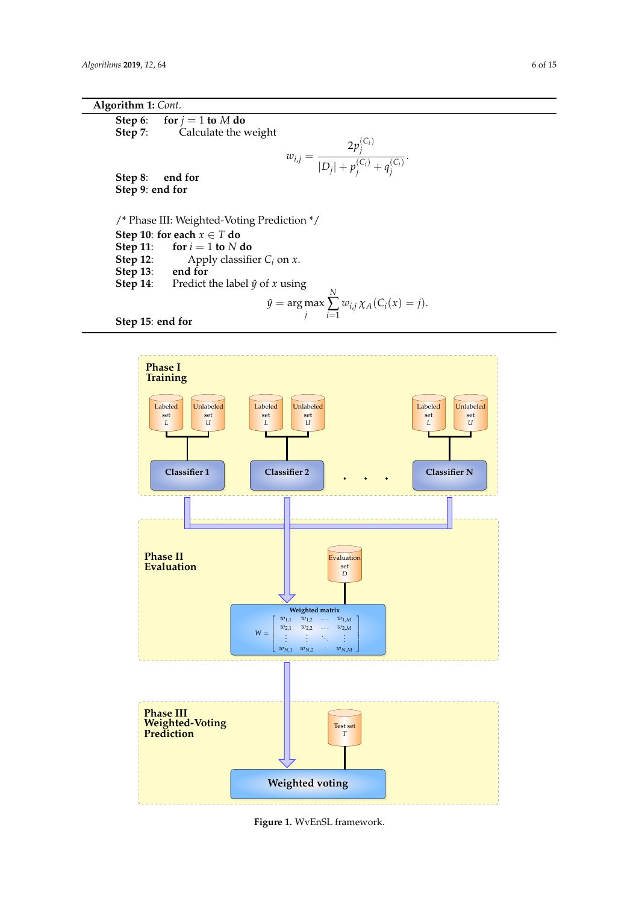**Algorithm 1:** *Cont.*

**Step 6**: &nbsp;&nbsp;&nbsp;**for** $j = 1$ **to** $M$ **do**
**Step 7**: &nbsp;&nbsp;&nbsp;&nbsp;&nbsp;&nbsp;Calculate the weight

$$w_{i,j} = \frac{2p_j^{(C_i)}}{|D_j| + p_j^{(C_i)} + q_j^{(C_i)}}.$$

**Step 8**: &nbsp;&nbsp;&nbsp;**end for**
**Step 9**: **end for**

/* Phase III: Weighted-Voting Prediction */
**Step 10**: **for each** $x \in T$ **do**
**Step 11**: &nbsp;&nbsp;&nbsp;**for** $i = 1$ **to** $N$ **do**
**Step 12**: &nbsp;&nbsp;&nbsp;&nbsp;&nbsp;&nbsp;Apply classifier $C_i$ on $x$.
**Step 13**: &nbsp;&nbsp;&nbsp;**end for**
**Step 14**: &nbsp;&nbsp;&nbsp;Predict the label $\hat{y}$ of $x$ using

$$\hat{y} = \arg\max_j \sum_{i=1}^{N} w_{i,j}\, \chi_A(C_i(x) = j).$$

**Step 15**: **end for**

**Figure 1.** WvEnSL framework.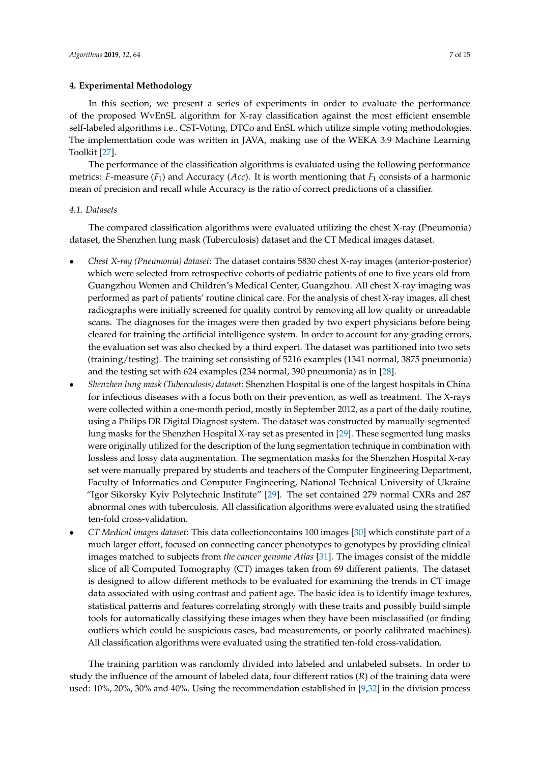## 4. Experimental Methodology

In this section, we present a series of experiments in order to evaluate the performance of the proposed WvEnSL algorithm for X-ray classification against the most efficient ensemble self-labeled algorithms i.e., CST-Voting, DTCo and EnSL which utilize simple voting methodologies. The implementation code was written in JAVA, making use of the WEKA 3.9 Machine Learning Toolkit [27].

The performance of the classification algorithms is evaluated using the following performance metrics: $F$-measure ($F_1$) and Accuracy ($Acc$). It is worth mentioning that $F_1$ consists of a harmonic mean of precision and recall while Accuracy is the ratio of correct predictions of a classifier.

### 4.1. Datasets

The compared classification algorithms were evaluated utilizing the chest X-ray (Pneumonia) dataset, the Shenzhen lung mask (Tuberculosis) dataset and the CT Medical images dataset.

- *Chest X-ray (Pneumonia) dataset*: The dataset contains 5830 chest X-ray images (anterior-posterior) which were selected from retrospective cohorts of pediatric patients of one to five years old from Guangzhou Women and Children's Medical Center, Guangzhou. All chest X-ray imaging was performed as part of patients' routine clinical care. For the analysis of chest X-ray images, all chest radiographs were initially screened for quality control by removing all low quality or unreadable scans. The diagnoses for the images were then graded by two expert physicians before being cleared for training the artificial intelligence system. In order to account for any grading errors, the evaluation set was also checked by a third expert. The dataset was partitioned into two sets (training/testing). The training set consisting of 5216 examples (1341 normal, 3875 pneumonia) and the testing set with 624 examples (234 normal, 390 pneumonia) as in [28].
- *Shenzhen lung mask (Tuberculosis) dataset*: Shenzhen Hospital is one of the largest hospitals in China for infectious diseases with a focus both on their prevention, as well as treatment. The X-rays were collected within a one-month period, mostly in September 2012, as a part of the daily routine, using a Philips DR Digital Diagnost system. The dataset was constructed by manually-segmented lung masks for the Shenzhen Hospital X-ray set as presented in [29]. These segmented lung masks were originally utilized for the description of the lung segmentation technique in combination with lossless and lossy data augmentation. The segmentation masks for the Shenzhen Hospital X-ray set were manually prepared by students and teachers of the Computer Engineering Department, Faculty of Informatics and Computer Engineering, National Technical University of Ukraine "Igor Sikorsky Kyiv Polytechnic Institute" [29]. The set contained 279 normal CXRs and 287 abnormal ones with tuberculosis. All classification algorithms were evaluated using the stratified ten-fold cross-validation.
- *CT Medical images dataset*: This data collectioncontains 100 images [30] which constitute part of a much larger effort, focused on connecting cancer phenotypes to genotypes by providing clinical images matched to subjects from *the cancer genome Atlas* [31]. The images consist of the middle slice of all Computed Tomography (CT) images taken from 69 different patients. The dataset is designed to allow different methods to be evaluated for examining the trends in CT image data associated with using contrast and patient age. The basic idea is to identify image textures, statistical patterns and features correlating strongly with these traits and possibly build simple tools for automatically classifying these images when they have been misclassified (or finding outliers which could be suspicious cases, bad measurements, or poorly calibrated machines). All classification algorithms were evaluated using the stratified ten-fold cross-validation.

The training partition was randomly divided into labeled and unlabeled subsets. In order to study the influence of the amount of labeled data, four different ratios ($R$) of the training data were used: 10%, 20%, 30% and 40%. Using the recommendation established in [9,32] in the division process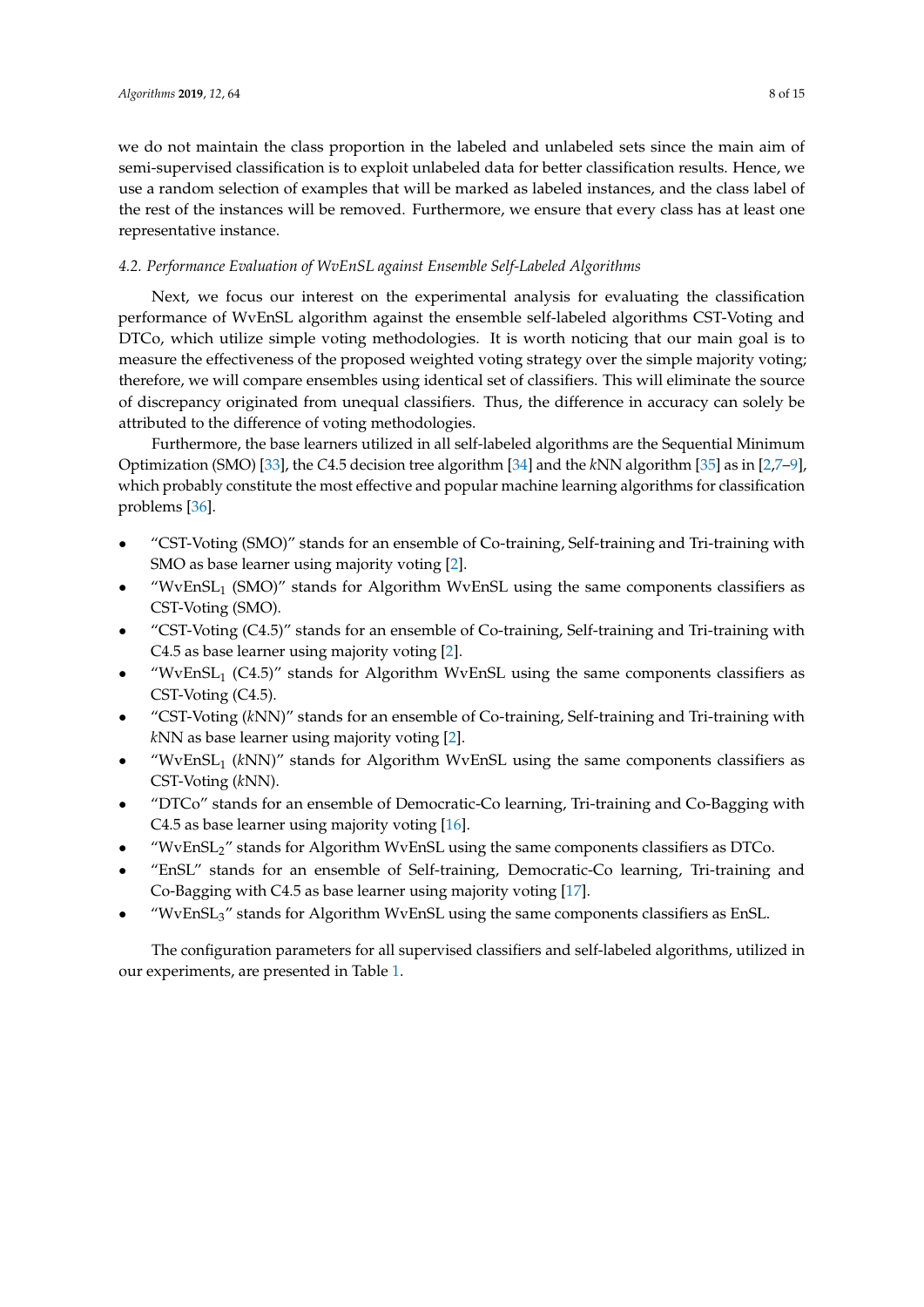we do not maintain the class proportion in the labeled and unlabeled sets since the main aim of semi-supervised classification is to exploit unlabeled data for better classification results. Hence, we use a random selection of examples that will be marked as labeled instances, and the class label of the rest of the instances will be removed. Furthermore, we ensure that every class has at least one representative instance.

### *4.2. Performance Evaluation of WvEnSL against Ensemble Self-Labeled Algorithms*

Next, we focus our interest on the experimental analysis for evaluating the classification performance of WvEnSL algorithm against the ensemble self-labeled algorithms CST-Voting and DTCo, which utilize simple voting methodologies. It is worth noticing that our main goal is to measure the effectiveness of the proposed weighted voting strategy over the simple majority voting; therefore, we will compare ensembles using identical set of classifiers. This will eliminate the source of discrepancy originated from unequal classifiers. Thus, the difference in accuracy can solely be attributed to the difference of voting methodologies.

Furthermore, the base learners utilized in all self-labeled algorithms are the Sequential Minimum Optimization (SMO) [33], the *C*4.5 decision tree algorithm [34] and the *k*NN algorithm [35] as in [2,7–9], which probably constitute the most effective and popular machine learning algorithms for classification problems [36].

- "CST-Voting (SMO)" stands for an ensemble of Co-training, Self-training and Tri-training with SMO as base learner using majority voting [2].
- "$\text{WvEnSL}_1$ (SMO)" stands for Algorithm WvEnSL using the same components classifiers as CST-Voting (SMO).
- "CST-Voting (C4.5)" stands for an ensemble of Co-training, Self-training and Tri-training with C4.5 as base learner using majority voting [2].
- "$\text{WvEnSL}_1$ (C4.5)" stands for Algorithm WvEnSL using the same components classifiers as CST-Voting (C4.5).
- "CST-Voting (*k*NN)" stands for an ensemble of Co-training, Self-training and Tri-training with *k*NN as base learner using majority voting [2].
- "$\text{WvEnSL}_1$ (*k*NN)" stands for Algorithm WvEnSL using the same components classifiers as CST-Voting (*k*NN).
- "DTCo" stands for an ensemble of Democratic-Co learning, Tri-training and Co-Bagging with C4.5 as base learner using majority voting [16].
- "$\text{WvEnSL}_2$" stands for Algorithm WvEnSL using the same components classifiers as DTCo.
- "EnSL" stands for an ensemble of Self-training, Democratic-Co learning, Tri-training and Co-Bagging with C4.5 as base learner using majority voting [17].
- "$\text{WvEnSL}_3$" stands for Algorithm WvEnSL using the same components classifiers as EnSL.

The configuration parameters for all supervised classifiers and self-labeled algorithms, utilized in our experiments, are presented in Table 1.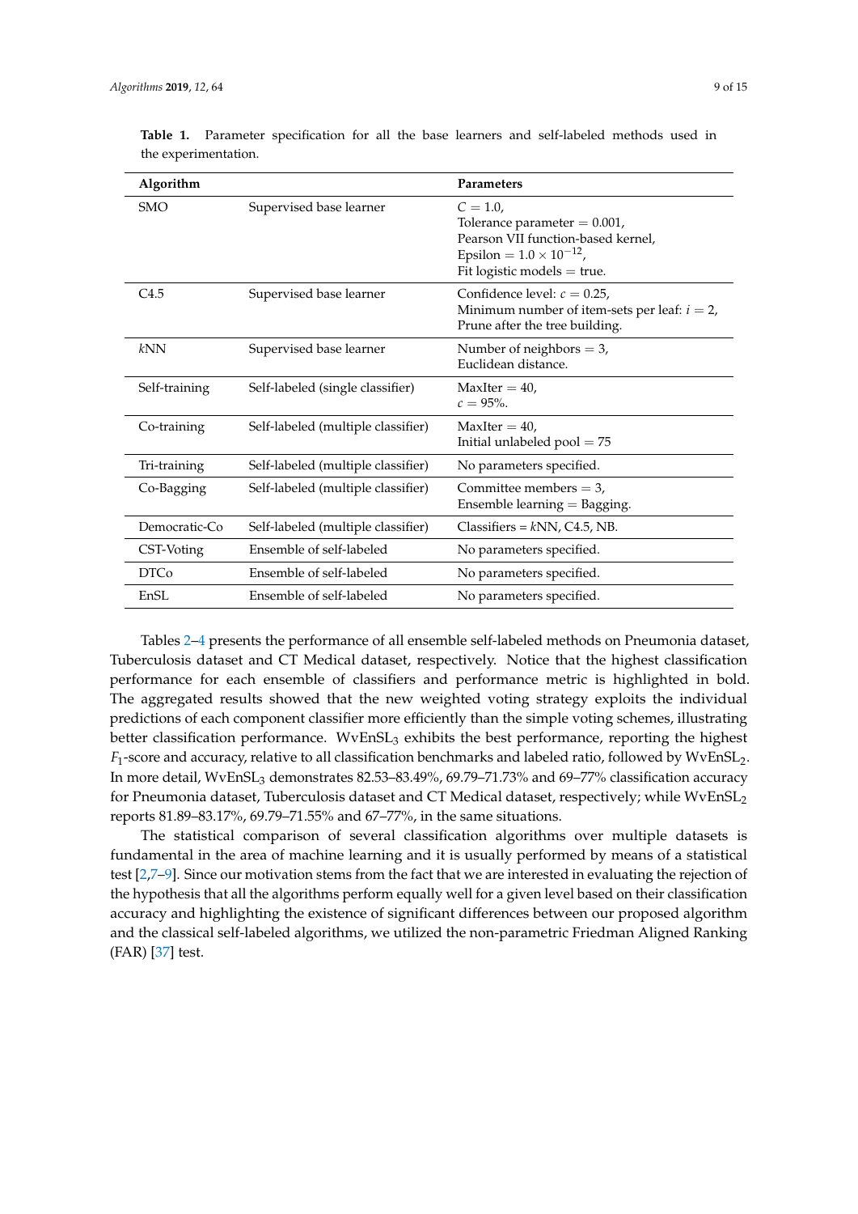**Table 1.** Parameter specification for all the base learners and self-labeled methods used in the experimentation.

| Algorithm | | Parameters |
|---|---|---|
| SMO | Supervised base learner | $C = 1.0$, Tolerance parameter = 0.001, Pearson VII function-based kernel, Epsilon = $1.0 \times 10^{-12}$, Fit logistic models = true. |
| C4.5 | Supervised base learner | Confidence level: $c = 0.25$, Minimum number of item-sets per leaf: $i = 2$, Prune after the tree building. |
| *k*NN | Supervised base learner | Number of neighbors = 3, Euclidean distance. |
| Self-training | Self-labeled (single classifier) | MaxIter = 40, $c = 95\%$. |
| Co-training | Self-labeled (multiple classifier) | MaxIter = 40, Initial unlabeled pool = 75 |
| Tri-training | Self-labeled (multiple classifier) | No parameters specified. |
| Co-Bagging | Self-labeled (multiple classifier) | Committee members = 3, Ensemble learning = Bagging. |
| Democratic-Co | Self-labeled (multiple classifier) | Classifiers = *k*NN, C4.5, NB. |
| CST-Voting | Ensemble of self-labeled | No parameters specified. |
| DTCo | Ensemble of self-labeled | No parameters specified. |
| EnSL | Ensemble of self-labeled | No parameters specified. |

Tables 2–4 presents the performance of all ensemble self-labeled methods on Pneumonia dataset, Tuberculosis dataset and CT Medical dataset, respectively. Notice that the highest classification performance for each ensemble of classifiers and performance metric is highlighted in bold. The aggregated results showed that the new weighted voting strategy exploits the individual predictions of each component classifier more efficiently than the simple voting schemes, illustrating better classification performance. $\text{WvEnSL}_3$ exhibits the best performance, reporting the highest $F_1$-score and accuracy, relative to all classification benchmarks and labeled ratio, followed by $\text{WvEnSL}_2$. In more detail, $\text{WvEnSL}_3$ demonstrates 82.53–83.49%, 69.79–71.73% and 69–77% classification accuracy for Pneumonia dataset, Tuberculosis dataset and CT Medical dataset, respectively; while $\text{WvEnSL}_2$ reports 81.89–83.17%, 69.79–71.55% and 67–77%, in the same situations.

The statistical comparison of several classification algorithms over multiple datasets is fundamental in the area of machine learning and it is usually performed by means of a statistical test [2,7–9]. Since our motivation stems from the fact that we are interested in evaluating the rejection of the hypothesis that all the algorithms perform equally well for a given level based on their classification accuracy and highlighting the existence of significant differences between our proposed algorithm and the classical self-labeled algorithms, we utilized the non-parametric Friedman Aligned Ranking (FAR) [37] test.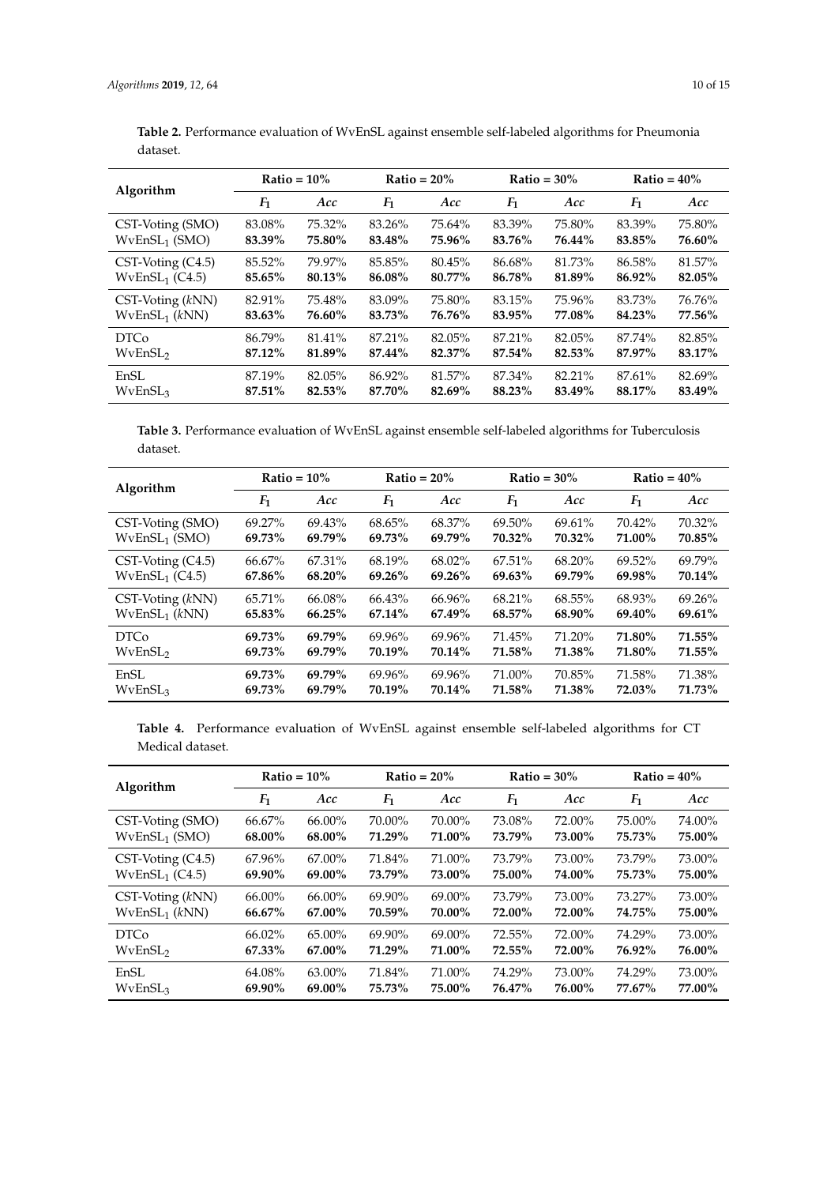**Table 2.** Performance evaluation of WvEnSL against ensemble self-labeled algorithms for Pneumonia dataset.

| Algorithm | Ratio = 10% | | Ratio = 20% | | Ratio = 30% | | Ratio = 40% | |
|---|---|---|---|---|---|---|---|---|
| | $F_1$ | *Acc* | $F_1$ | *Acc* | $F_1$ | *Acc* | $F_1$ | *Acc* |
| CST-Voting (SMO) | 83.08% | 75.32% | 83.26% | 75.64% | 83.39% | 75.80% | 83.39% | 75.80% |
| $\text{WvEnSL}_1$ (SMO) | **83.39%** | **75.80%** | **83.48%** | **75.96%** | **83.76%** | **76.44%** | **83.85%** | **76.60%** |
| CST-Voting (C4.5) | 85.52% | 79.97% | 85.85% | 80.45% | 86.68% | 81.73% | 86.58% | 81.57% |
| $\text{WvEnSL}_1$ (C4.5) | **85.65%** | **80.13%** | **86.08%** | **80.77%** | **86.78%** | **81.89%** | **86.92%** | **82.05%** |
| CST-Voting (*k*NN) | 82.91% | 75.48% | 83.09% | 75.80% | 83.15% | 75.96% | 83.73% | 76.76% |
| $\text{WvEnSL}_1$ (*k*NN) | **83.63%** | **76.60%** | **83.73%** | **76.76%** | **83.95%** | **77.08%** | **84.23%** | **77.56%** |
| DTCo | 86.79% | 81.41% | 87.21% | 82.05% | 87.21% | 82.05% | 87.74% | 82.85% |
| $\text{WvEnSL}_2$ | **87.12%** | **81.89%** | **87.44%** | **82.37%** | **87.54%** | **82.53%** | **87.97%** | **83.17%** |
| EnSL | 87.19% | 82.05% | 86.92% | 81.57% | 87.34% | 82.21% | 87.61% | 82.69% |
| $\text{WvEnSL}_3$ | **87.51%** | **82.53%** | **87.70%** | **82.69%** | **88.23%** | **83.49%** | **88.17%** | **83.49%** |

**Table 3.** Performance evaluation of WvEnSL against ensemble self-labeled algorithms for Tuberculosis dataset.

| Algorithm | Ratio = 10% | | Ratio = 20% | | Ratio = 30% | | Ratio = 40% | |
|---|---|---|---|---|---|---|---|---|
| | $F_1$ | *Acc* | $F_1$ | *Acc* | $F_1$ | *Acc* | $F_1$ | *Acc* |
| CST-Voting (SMO) | 69.27% | 69.43% | 68.65% | 68.37% | 69.50% | 69.61% | 70.42% | 70.32% |
| $\text{WvEnSL}_1$ (SMO) | **69.73%** | **69.79%** | **69.73%** | **69.79%** | **70.32%** | **70.32%** | **71.00%** | **70.85%** |
| CST-Voting (C4.5) | 66.67% | 67.31% | 68.19% | 68.02% | 67.51% | 68.20% | 69.52% | 69.79% |
| $\text{WvEnSL}_1$ (C4.5) | **67.86%** | **68.20%** | **69.26%** | **69.26%** | **69.63%** | **69.79%** | **69.98%** | **70.14%** |
| CST-Voting (*k*NN) | 65.71% | 66.08% | 66.43% | 66.96% | 68.21% | 68.55% | 68.93% | 69.26% |
| $\text{WvEnSL}_1$ (*k*NN) | **65.83%** | **66.25%** | **67.14%** | **67.49%** | **68.57%** | **68.90%** | **69.40%** | **69.61%** |
| DTCo | **69.73%** | **69.79%** | 69.96% | 69.96% | 71.45% | 71.20% | **71.80%** | **71.55%** |
| $\text{WvEnSL}_2$ | **69.73%** | **69.79%** | **70.19%** | **70.14%** | **71.58%** | **71.38%** | **71.80%** | **71.55%** |
| EnSL | **69.73%** | **69.79%** | 69.96% | 69.96% | 71.00% | 70.85% | 71.58% | 71.38% |
| $\text{WvEnSL}_3$ | **69.73%** | **69.79%** | **70.19%** | **70.14%** | **71.58%** | **71.38%** | **72.03%** | **71.73%** |

**Table 4.** Performance evaluation of WvEnSL against ensemble self-labeled algorithms for CT Medical dataset.

| Algorithm | Ratio = 10% | | Ratio = 20% | | Ratio = 30% | | Ratio = 40% | |
|---|---|---|---|---|---|---|---|---|
| | $F_1$ | *Acc* | $F_1$ | *Acc* | $F_1$ | *Acc* | $F_1$ | *Acc* |
| CST-Voting (SMO) | 66.67% | 66.00% | 70.00% | 70.00% | 73.08% | 72.00% | 75.00% | 74.00% |
| $\text{WvEnSL}_1$ (SMO) | **68.00%** | **68.00%** | **71.29%** | **71.00%** | **73.79%** | **73.00%** | **75.73%** | **75.00%** |
| CST-Voting (C4.5) | 67.96% | 67.00% | 71.84% | 71.00% | 73.79% | 73.00% | 73.79% | 73.00% |
| $\text{WvEnSL}_1$ (C4.5) | **69.90%** | **69.00%** | **73.79%** | **73.00%** | **75.00%** | **74.00%** | **75.73%** | **75.00%** |
| CST-Voting (*k*NN) | 66.00% | 66.00% | 69.90% | 69.00% | 73.79% | 73.00% | 73.27% | 73.00% |
| $\text{WvEnSL}_1$ (*k*NN) | **66.67%** | **67.00%** | **70.59%** | **70.00%** | **72.00%** | **72.00%** | **74.75%** | **75.00%** |
| DTCo | 66.02% | 65.00% | 69.90% | 69.00% | 72.55% | 72.00% | 74.29% | 73.00% |
| $\text{WvEnSL}_2$ | **67.33%** | **67.00%** | **71.29%** | **71.00%** | **72.55%** | **72.00%** | **76.92%** | **76.00%** |
| EnSL | 64.08% | 63.00% | 71.84% | 71.00% | 74.29% | 73.00% | 74.29% | 73.00% |
| $\text{WvEnSL}_3$ | **69.90%** | **69.00%** | **75.73%** | **75.00%** | **76.47%** | **76.00%** | **77.67%** | **77.00%** |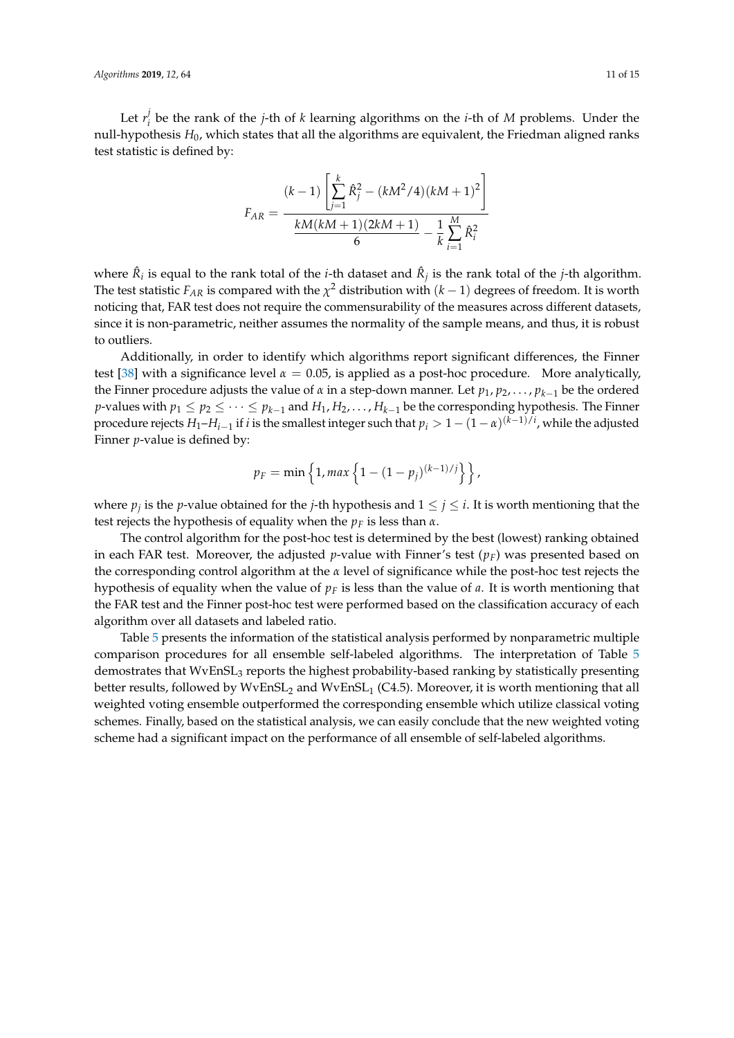Let $r_i^j$ be the rank of the $j$-th of $k$ learning algorithms on the $i$-th of $M$ problems. Under the null-hypothesis $H_0$, which states that all the algorithms are equivalent, the Friedman aligned ranks test statistic is defined by:

$$F_{AR} = \frac{(k-1)\left[\sum_{j=1}^{k} \hat{R}_j^2 - (kM^2/4)(kM+1)^2\right]}{\frac{kM(kM+1)(2kM+1)}{6} - \frac{1}{k}\sum_{i=1}^{M} \hat{R}_i^2}$$

where $\hat{R}_i$ is equal to the rank total of the $i$-th dataset and $\hat{R}_j$ is the rank total of the $j$-th algorithm. The test statistic $F_{AR}$ is compared with the $\chi^2$ distribution with $(k-1)$ degrees of freedom. It is worth noticing that, FAR test does not require the commensurability of the measures across different datasets, since it is non-parametric, neither assumes the normality of the sample means, and thus, it is robust to outliers.

Additionally, in order to identify which algorithms report significant differences, the Finner test [38] with a significance level $\alpha = 0.05$, is applied as a post-hoc procedure. More analytically, the Finner procedure adjusts the value of $\alpha$ in a step-down manner. Let $p_1, p_2, \ldots, p_{k-1}$ be the ordered $p$-values with $p_1 \leq p_2 \leq \cdots \leq p_{k-1}$ and $H_1, H_2, \ldots, H_{k-1}$ be the corresponding hypothesis. The Finner procedure rejects $H_1$–$H_{i-1}$ if $i$ is the smallest integer such that $p_i > 1 - (1-\alpha)^{(k-1)/i}$, while the adjusted Finner $p$-value is defined by:

$$p_F = \min\left\{1, max\left\{1 - (1-p_j)^{(k-1)/j}\right\}\right\},$$

where $p_j$ is the $p$-value obtained for the $j$-th hypothesis and $1 \leq j \leq i$. It is worth mentioning that the test rejects the hypothesis of equality when the $p_F$ is less than $\alpha$.

The control algorithm for the post-hoc test is determined by the best (lowest) ranking obtained in each FAR test. Moreover, the adjusted $p$-value with Finner's test ($p_F$) was presented based on the corresponding control algorithm at the $\alpha$ level of significance while the post-hoc test rejects the hypothesis of equality when the value of $p_F$ is less than the value of $a$. It is worth mentioning that the FAR test and the Finner post-hoc test were performed based on the classification accuracy of each algorithm over all datasets and labeled ratio.

Table 5 presents the information of the statistical analysis performed by nonparametric multiple comparison procedures for all ensemble self-labeled algorithms. The interpretation of Table 5 demostrates that $\text{WvEnSL}_3$ reports the highest probability-based ranking by statistically presenting better results, followed by $\text{WvEnSL}_2$ and $\text{WvEnSL}_1$ (C4.5). Moreover, it is worth mentioning that all weighted voting ensemble outperformed the corresponding ensemble which utilize classical voting schemes. Finally, based on the statistical analysis, we can easily conclude that the new weighted voting scheme had a significant impact on the performance of all ensemble of self-labeled algorithms.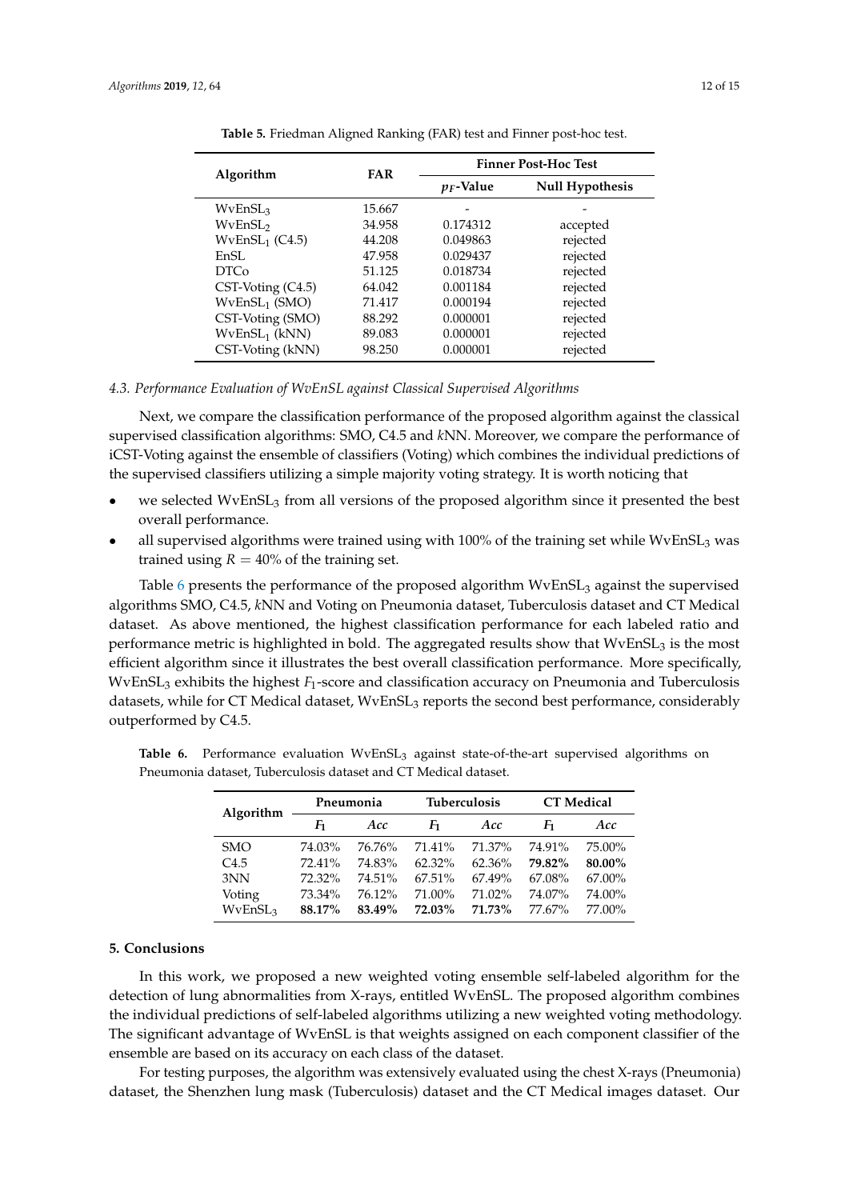**Table 5.** Friedman Aligned Ranking (FAR) test and Finner post-hoc test.

| Algorithm | FAR | Finner Post-Hoc Test | |
|---|---|---|---|
| | | $p_F$-Value | Null Hypothesis |
| $\text{WvEnSL}_3$ | 15.667 | - | - |
| $\text{WvEnSL}_2$ | 34.958 | 0.174312 | accepted |
| $\text{WvEnSL}_1$ (C4.5) | 44.208 | 0.049863 | rejected |
| EnSL | 47.958 | 0.029437 | rejected |
| DTCo | 51.125 | 0.018734 | rejected |
| CST-Voting (C4.5) | 64.042 | 0.001184 | rejected |
| $\text{WvEnSL}_1$ (SMO) | 71.417 | 0.000194 | rejected |
| CST-Voting (SMO) | 88.292 | 0.000001 | rejected |
| $\text{WvEnSL}_1$ (kNN) | 89.083 | 0.000001 | rejected |
| CST-Voting (kNN) | 98.250 | 0.000001 | rejected |

### *4.3. Performance Evaluation of WvEnSL against Classical Supervised Algorithms*

Next, we compare the classification performance of the proposed algorithm against the classical supervised classification algorithms: SMO, C4.5 and *k*NN. Moreover, we compare the performance of iCST-Voting against the ensemble of classifiers (Voting) which combines the individual predictions of the supervised classifiers utilizing a simple majority voting strategy. It is worth noticing that

- we selected $\text{WvEnSL}_3$ from all versions of the proposed algorithm since it presented the best overall performance.
- all supervised algorithms were trained using with 100% of the training set while $\text{WvEnSL}_3$ was trained using $R = 40\%$ of the training set.

Table 6 presents the performance of the proposed algorithm $\text{WvEnSL}_3$ against the supervised algorithms SMO, C4.5, *k*NN and Voting on Pneumonia dataset, Tuberculosis dataset and CT Medical dataset. As above mentioned, the highest classification performance for each labeled ratio and performance metric is highlighted in bold. The aggregated results show that $\text{WvEnSL}_3$ is the most efficient algorithm since it illustrates the best overall classification performance. More specifically, $\text{WvEnSL}_3$ exhibits the highest $F_1$-score and classification accuracy on Pneumonia and Tuberculosis datasets, while for CT Medical dataset, $\text{WvEnSL}_3$ reports the second best performance, considerably outperformed by C4.5.

**Table 6.** Performance evaluation $\text{WvEnSL}_3$ against state-of-the-art supervised algorithms on Pneumonia dataset, Tuberculosis dataset and CT Medical dataset.

| Algorithm | Pneumonia | | Tuberculosis | | CT Medical | |
|---|---|---|---|---|---|---|
| | $F_1$ | *Acc* | $F_1$ | *Acc* | $F_1$ | *Acc* |
| SMO | 74.03% | 76.76% | 71.41% | 71.37% | 74.91% | 75.00% |
| C4.5 | 72.41% | 74.83% | 62.32% | 62.36% | **79.82%** | **80.00%** |
| 3NN | 72.32% | 74.51% | 67.51% | 67.49% | 67.08% | 67.00% |
| Voting | 73.34% | 76.12% | 71.00% | 71.02% | 74.07% | 74.00% |
| $\text{WvEnSL}_3$ | **88.17%** | **83.49%** | **72.03%** | **71.73%** | 77.67% | 77.00% |

## 5. Conclusions

In this work, we proposed a new weighted voting ensemble self-labeled algorithm for the detection of lung abnormalities from X-rays, entitled WvEnSL. The proposed algorithm combines the individual predictions of self-labeled algorithms utilizing a new weighted voting methodology. The significant advantage of WvEnSL is that weights assigned on each component classifier of the ensemble are based on its accuracy on each class of the dataset.

For testing purposes, the algorithm was extensively evaluated using the chest X-rays (Pneumonia) dataset, the Shenzhen lung mask (Tuberculosis) dataset and the CT Medical images dataset. Our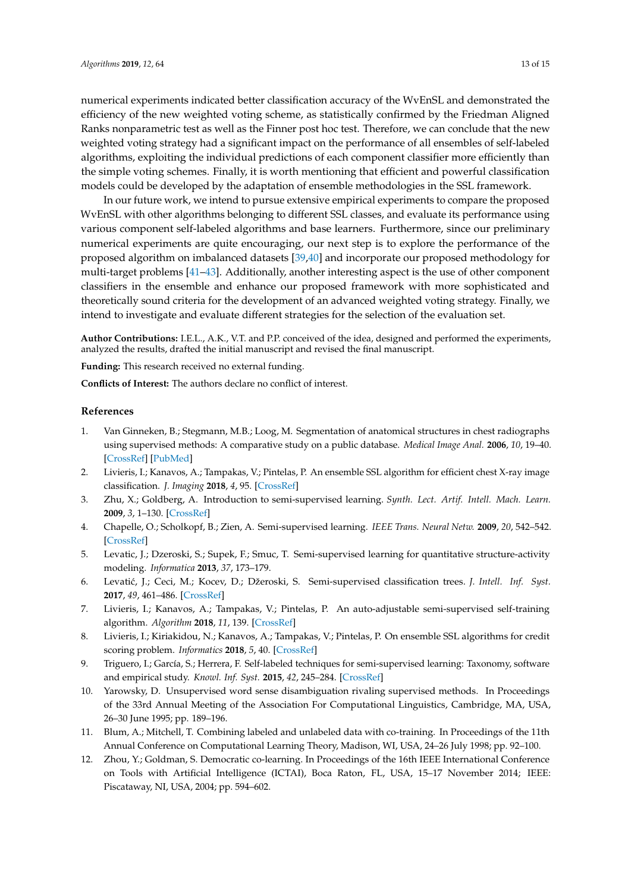numerical experiments indicated better classification accuracy of the WvEnSL and demonstrated the efficiency of the new weighted voting scheme, as statistically confirmed by the Friedman Aligned Ranks nonparametric test as well as the Finner post hoc test. Therefore, we can conclude that the new weighted voting strategy had a significant impact on the performance of all ensembles of self-labeled algorithms, exploiting the individual predictions of each component classifier more efficiently than the simple voting schemes. Finally, it is worth mentioning that efficient and powerful classification models could be developed by the adaptation of ensemble methodologies in the SSL framework.

In our future work, we intend to pursue extensive empirical experiments to compare the proposed WvEnSL with other algorithms belonging to different SSL classes, and evaluate its performance using various component self-labeled algorithms and base learners. Furthermore, since our preliminary numerical experiments are quite encouraging, our next step is to explore the performance of the proposed algorithm on imbalanced datasets [39,40] and incorporate our proposed methodology for multi-target problems [41–43]. Additionally, another interesting aspect is the use of other component classifiers in the ensemble and enhance our proposed framework with more sophisticated and theoretically sound criteria for the development of an advanced weighted voting strategy. Finally, we intend to investigate and evaluate different strategies for the selection of the evaluation set.

**Author Contributions:** I.E.L., A.K., V.T. and P.P. conceived of the idea, designed and performed the experiments, analyzed the results, drafted the initial manuscript and revised the final manuscript.

**Funding:** This research received no external funding.

**Conflicts of Interest:** The authors declare no conflict of interest.

## References

1. Van Ginneken, B.; Stegmann, M.B.; Loog, M. Segmentation of anatomical structures in chest radiographs using supervised methods: A comparative study on a public database. *Medical Image Anal.* **2006**, *10*, 19–40. [CrossRef] [PubMed]
2. Livieris, I.; Kanavos, A.; Tampakas, V.; Pintelas, P. An ensemble SSL algorithm for efficient chest X-ray image classification. *J. Imaging* **2018**, *4*, 95. [CrossRef]
3. Zhu, X.; Goldberg, A. Introduction to semi-supervised learning. *Synth. Lect. Artif. Intell. Mach. Learn.* **2009**, *3*, 1–130. [CrossRef]
4. Chapelle, O.; Scholkopf, B.; Zien, A. Semi-supervised learning. *IEEE Trans. Neural Netw.* **2009**, *20*, 542–542. [CrossRef]
5. Levatic, J.; Dzeroski, S.; Supek, F.; Smuc, T. Semi-supervised learning for quantitative structure-activity modeling. *Informatica* **2013**, *37*, 173–179.
6. Levatić, J.; Ceci, M.; Kocev, D.; Džeroski, S. Semi-supervised classification trees. *J. Intell. Inf. Syst.* **2017**, *49*, 461–486. [CrossRef]
7. Livieris, I.; Kanavos, A.; Tampakas, V.; Pintelas, P. An auto-adjustable semi-supervised self-training algorithm. *Algorithm* **2018**, *11*, 139. [CrossRef]
8. Livieris, I.; Kiriakidou, N.; Kanavos, A.; Tampakas, V.; Pintelas, P. On ensemble SSL algorithms for credit scoring problem. *Informatics* **2018**, *5*, 40. [CrossRef]
9. Triguero, I.; García, S.; Herrera, F. Self-labeled techniques for semi-supervised learning: Taxonomy, software and empirical study. *Knowl. Inf. Syst.* **2015**, *42*, 245–284. [CrossRef]
10. Yarowsky, D. Unsupervised word sense disambiguation rivaling supervised methods. In Proceedings of the 33rd Annual Meeting of the Association For Computational Linguistics, Cambridge, MA, USA, 26–30 June 1995; pp. 189–196.
11. Blum, A.; Mitchell, T. Combining labeled and unlabeled data with co-training. In Proceedings of the 11th Annual Conference on Computational Learning Theory, Madison, WI, USA, 24–26 July 1998; pp. 92–100.
12. Zhou, Y.; Goldman, S. Democratic co-learning. In Proceedings of the 16th IEEE International Conference on Tools with Artificial Intelligence (ICTAI), Boca Raton, FL, USA, 15–17 November 2014; IEEE: Piscataway, NI, USA, 2004; pp. 594–602.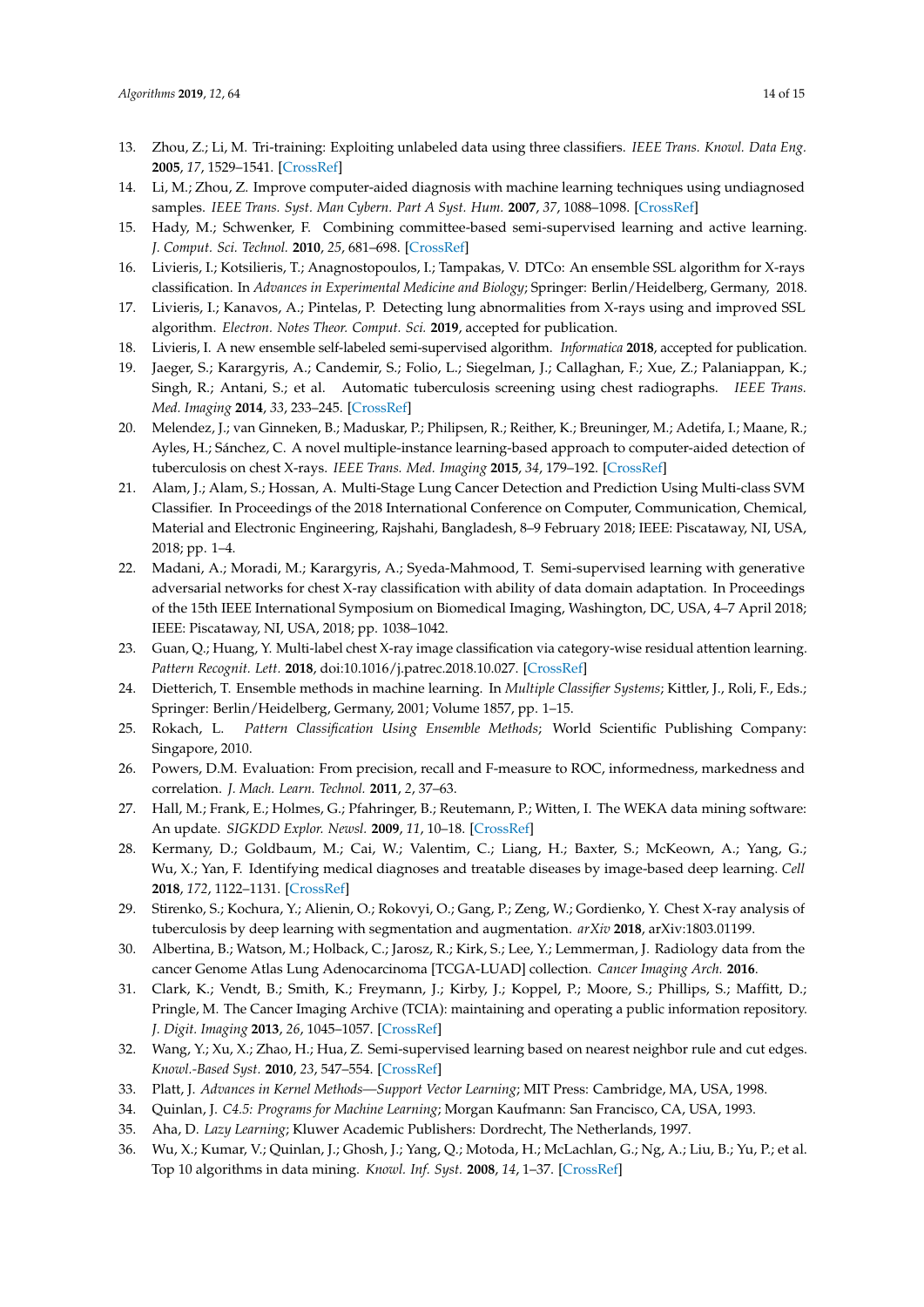13. Zhou, Z.; Li, M. Tri-training: Exploiting unlabeled data using three classifiers. *IEEE Trans. Knowl. Data Eng.* **2005**, *17*, 1529–1541. [CrossRef]
14. Li, M.; Zhou, Z. Improve computer-aided diagnosis with machine learning techniques using undiagnosed samples. *IEEE Trans. Syst. Man Cybern. Part A Syst. Hum.* **2007**, *37*, 1088–1098. [CrossRef]
15. Hady, M.; Schwenker, F. Combining committee-based semi-supervised learning and active learning. *J. Comput. Sci. Technol.* **2010**, *25*, 681–698. [CrossRef]
16. Livieris, I.; Kotsilieris, T.; Anagnostopoulos, I.; Tampakas, V. DTCo: An ensemble SSL algorithm for X-rays classification. In *Advances in Experimental Medicine and Biology*; Springer: Berlin/Heidelberg, Germany, 2018.
17. Livieris, I.; Kanavos, A.; Pintelas, P. Detecting lung abnormalities from X-rays using and improved SSL algorithm. *Electron. Notes Theor. Comput. Sci.* **2019**, accepted for publication.
18. Livieris, I. A new ensemble self-labeled semi-supervised algorithm. *Informatica* **2018**, accepted for publication.
19. Jaeger, S.; Karargyris, A.; Candemir, S.; Folio, L.; Siegelman, J.; Callaghan, F.; Xue, Z.; Palaniappan, K.; Singh, R.; Antani, S.; et al. Automatic tuberculosis screening using chest radiographs. *IEEE Trans. Med. Imaging* **2014**, *33*, 233–245. [CrossRef]
20. Melendez, J.; van Ginneken, B.; Maduskar, P.; Philipsen, R.; Reither, K.; Breuninger, M.; Adetifa, I.; Maane, R.; Ayles, H.; Sánchez, C. A novel multiple-instance learning-based approach to computer-aided detection of tuberculosis on chest X-rays. *IEEE Trans. Med. Imaging* **2015**, *34*, 179–192. [CrossRef]
21. Alam, J.; Alam, S.; Hossan, A. Multi-Stage Lung Cancer Detection and Prediction Using Multi-class SVM Classifier. In Proceedings of the 2018 International Conference on Computer, Communication, Chemical, Material and Electronic Engineering, Rajshahi, Bangladesh, 8–9 February 2018; IEEE: Piscataway, NI, USA, 2018; pp. 1–4.
22. Madani, A.; Moradi, M.; Karargyris, A.; Syeda-Mahmood, T. Semi-supervised learning with generative adversarial networks for chest X-ray classification with ability of data domain adaptation. In Proceedings of the 15th IEEE International Symposium on Biomedical Imaging, Washington, DC, USA, 4–7 April 2018; IEEE: Piscataway, NI, USA, 2018; pp. 1038–1042.
23. Guan, Q.; Huang, Y. Multi-label chest X-ray image classification via category-wise residual attention learning. *Pattern Recognit. Lett.* **2018**, doi:10.1016/j.patrec.2018.10.027. [CrossRef]
24. Dietterich, T. Ensemble methods in machine learning. In *Multiple Classifier Systems*; Kittler, J., Roli, F., Eds.; Springer: Berlin/Heidelberg, Germany, 2001; Volume 1857, pp. 1–15.
25. Rokach, L. *Pattern Classification Using Ensemble Methods*; World Scientific Publishing Company: Singapore, 2010.
26. Powers, D.M. Evaluation: From precision, recall and F-measure to ROC, informedness, markedness and correlation. *J. Mach. Learn. Technol.* **2011**, *2*, 37–63.
27. Hall, M.; Frank, E.; Holmes, G.; Pfahringer, B.; Reutemann, P.; Witten, I. The WEKA data mining software: An update. *SIGKDD Explor. Newsl.* **2009**, *11*, 10–18. [CrossRef]
28. Kermany, D.; Goldbaum, M.; Cai, W.; Valentim, C.; Liang, H.; Baxter, S.; McKeown, A.; Yang, G.; Wu, X.; Yan, F. Identifying medical diagnoses and treatable diseases by image-based deep learning. *Cell* **2018**, *172*, 1122–1131. [CrossRef]
29. Stirenko, S.; Kochura, Y.; Alienin, O.; Rokovyi, O.; Gang, P.; Zeng, W.; Gordienko, Y. Chest X-ray analysis of tuberculosis by deep learning with segmentation and augmentation. *arXiv* **2018**, arXiv:1803.01199.
30. Albertina, B.; Watson, M.; Holback, C.; Jarosz, R.; Kirk, S.; Lee, Y.; Lemmerman, J. Radiology data from the cancer Genome Atlas Lung Adenocarcinoma [TCGA-LUAD] collection. *Cancer Imaging Arch.* **2016**.
31. Clark, K.; Vendt, B.; Smith, K.; Freymann, J.; Kirby, J.; Koppel, P.; Moore, S.; Phillips, S.; Maffitt, D.; Pringle, M. The Cancer Imaging Archive (TCIA): maintaining and operating a public information repository. *J. Digit. Imaging* **2013**, *26*, 1045–1057. [CrossRef]
32. Wang, Y.; Xu, X.; Zhao, H.; Hua, Z. Semi-supervised learning based on nearest neighbor rule and cut edges. *Knowl.-Based Syst.* **2010**, *23*, 547–554. [CrossRef]
33. Platt, J. *Advances in Kernel Methods—Support Vector Learning*; MIT Press: Cambridge, MA, USA, 1998.
34. Quinlan, J. *C4.5: Programs for Machine Learning*; Morgan Kaufmann: San Francisco, CA, USA, 1993.
35. Aha, D. *Lazy Learning*; Kluwer Academic Publishers: Dordrecht, The Netherlands, 1997.
36. Wu, X.; Kumar, V.; Quinlan, J.; Ghosh, J.; Yang, Q.; Motoda, H.; McLachlan, G.; Ng, A.; Liu, B.; Yu, P.; et al. Top 10 algorithms in data mining. *Knowl. Inf. Syst.* **2008**, *14*, 1–37. [CrossRef]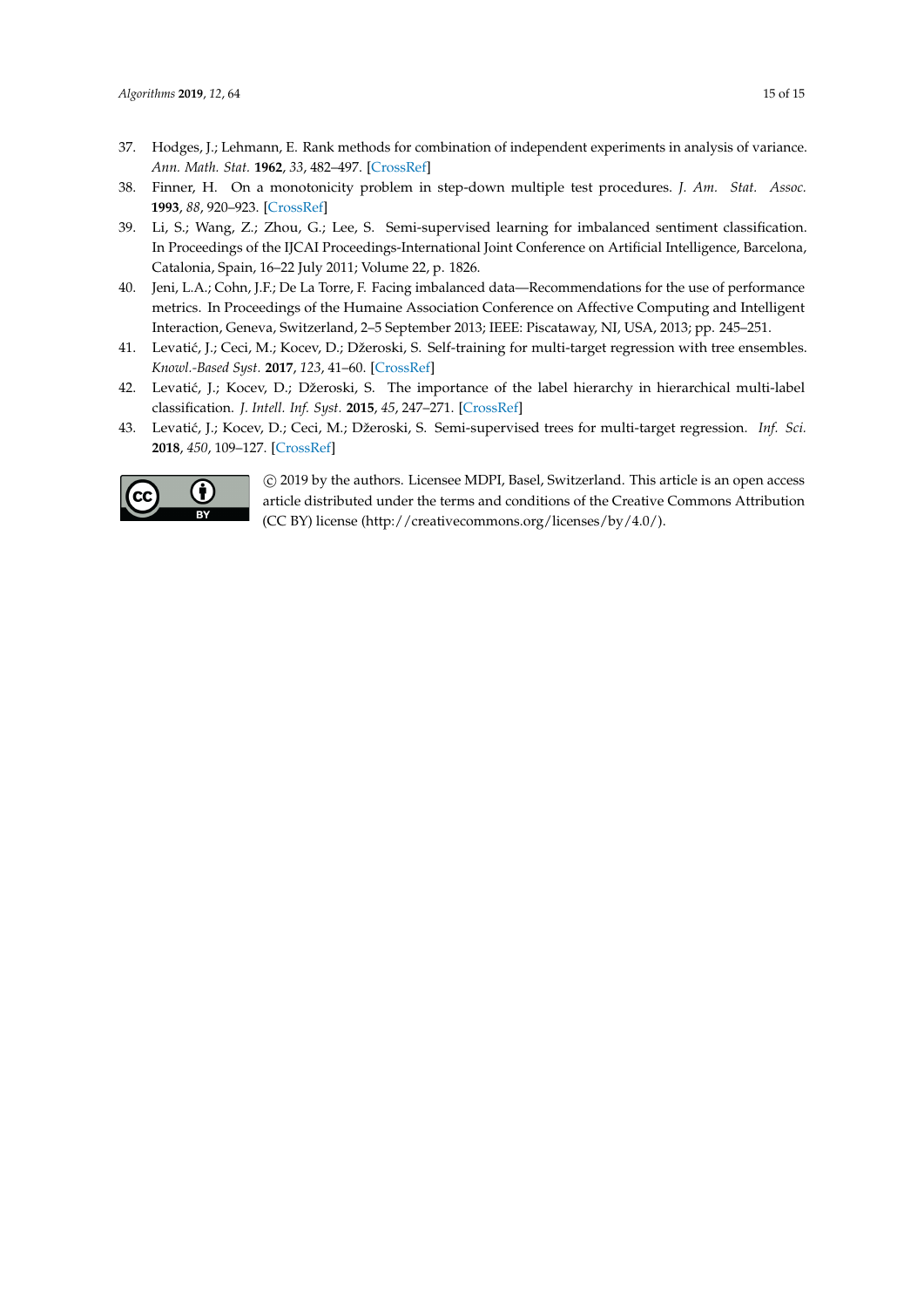37. Hodges, J.; Lehmann, E. Rank methods for combination of independent experiments in analysis of variance. *Ann. Math. Stat.* **1962**, *33*, 482–497. [CrossRef]
38. Finner, H. On a monotonicity problem in step-down multiple test procedures. *J. Am. Stat. Assoc.* **1993**, *88*, 920–923. [CrossRef]
39. Li, S.; Wang, Z.; Zhou, G.; Lee, S. Semi-supervised learning for imbalanced sentiment classification. In Proceedings of the IJCAI Proceedings-International Joint Conference on Artificial Intelligence, Barcelona, Catalonia, Spain, 16–22 July 2011; Volume 22, p. 1826.
40. Jeni, L.A.; Cohn, J.F.; De La Torre, F. Facing imbalanced data—Recommendations for the use of performance metrics. In Proceedings of the Humaine Association Conference on Affective Computing and Intelligent Interaction, Geneva, Switzerland, 2–5 September 2013; IEEE: Piscataway, NI, USA, 2013; pp. 245–251.
41. Levatić, J.; Ceci, M.; Kocev, D.; Džeroski, S. Self-training for multi-target regression with tree ensembles. *Knowl.-Based Syst.* **2017**, *123*, 41–60. [CrossRef]
42. Levatić, J.; Kocev, D.; Džeroski, S. The importance of the label hierarchy in hierarchical multi-label classification. *J. Intell. Inf. Syst.* **2015**, *45*, 247–271. [CrossRef]
43. Levatić, J.; Kocev, D.; Ceci, M.; Džeroski, S. Semi-supervised trees for multi-target regression. *Inf. Sci.* **2018**, *450*, 109–127. [CrossRef]

© 2019 by the authors. Licensee MDPI, Basel, Switzerland. This article is an open access article distributed under the terms and conditions of the Creative Commons Attribution (CC BY) license (http://creativecommons.org/licenses/by/4.0/).